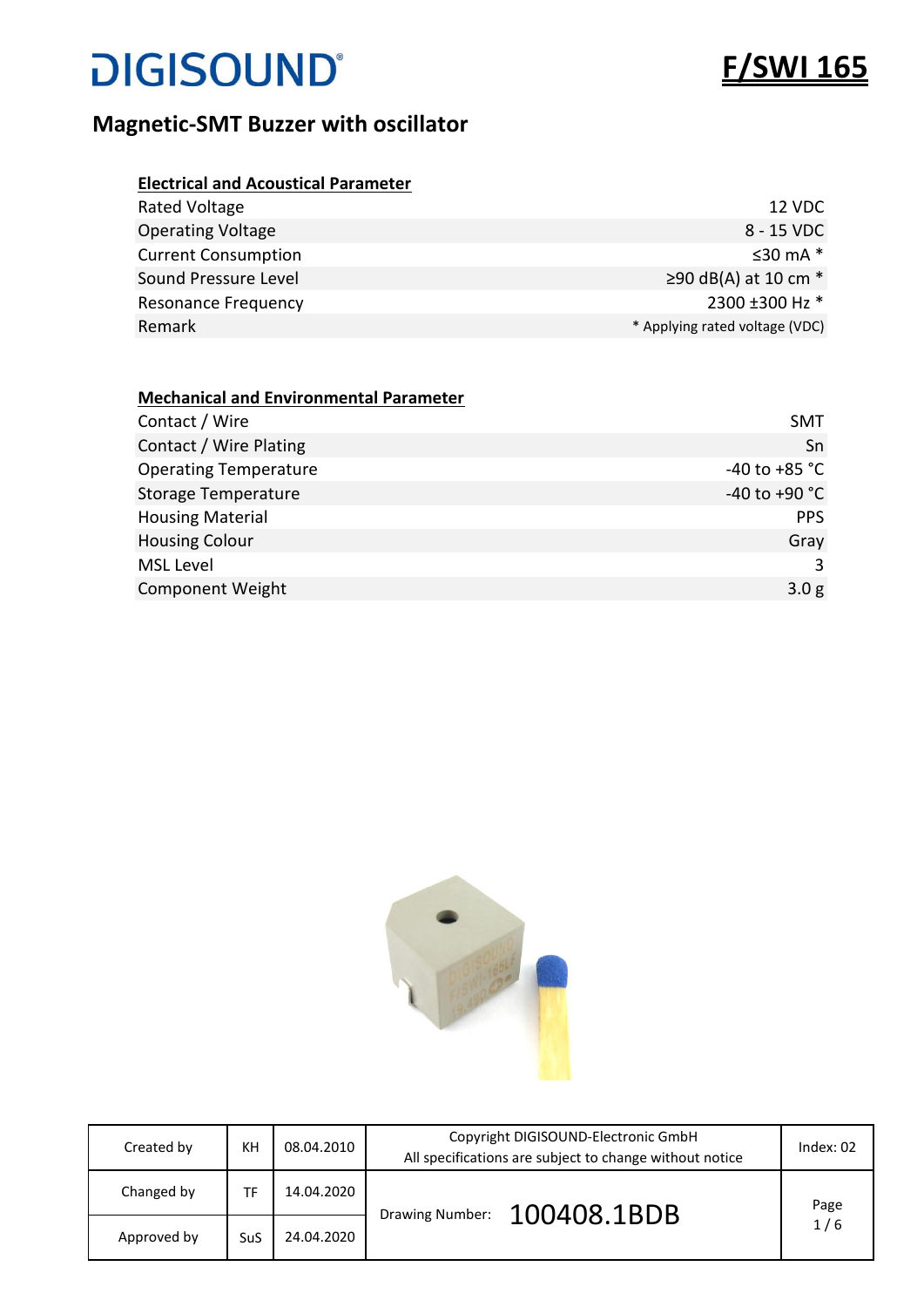# DIGISOUND®

# F/SWI 165

## Magnetic-SMT Buzzer with oxcillator

### Electrical and Acoustical Parameter

| Parameter | Value |
|---|---|
| Rated Voltage | 12 VDC |
| Operating Voltage | 8 - 15 VDC |
| Current Consumption | ≤30 mA * |
| Sound Pressure Level | ≥90 dB(A) at 10 cm * |
| Resonance Frequency | 2300 ±300 Hz * |
| Remark | * Applying rated voltage (VDC) |

### Mechanical and Environmental Parameter

| Parameter | Value |
|---|---|
| Contact / Wire | SMT |
| Contact / Wire Plating | Sn |
| Operating Temperature | -40 to +85 °C |
| Storage Temperature | -40 to +90 °C |
| Housing Material | PPS |
| Housing Colour | Gray |
| MSL Level | 3 |
| Component Weight | 3.0 g |

| | | | | |
|---|---|---|---|---|
| Created by | KH | 08.04.2010 | Copyright DIGISOUND-Electronic GmbH<br>All specifications are subject to change without notice | Index: 02 |
| Changed by | TF | 14.04.2020 | Drawing Number: 100408.1BDB | Page 1 / 6 |
| Approved by | SuS | 24.04.2020 | | |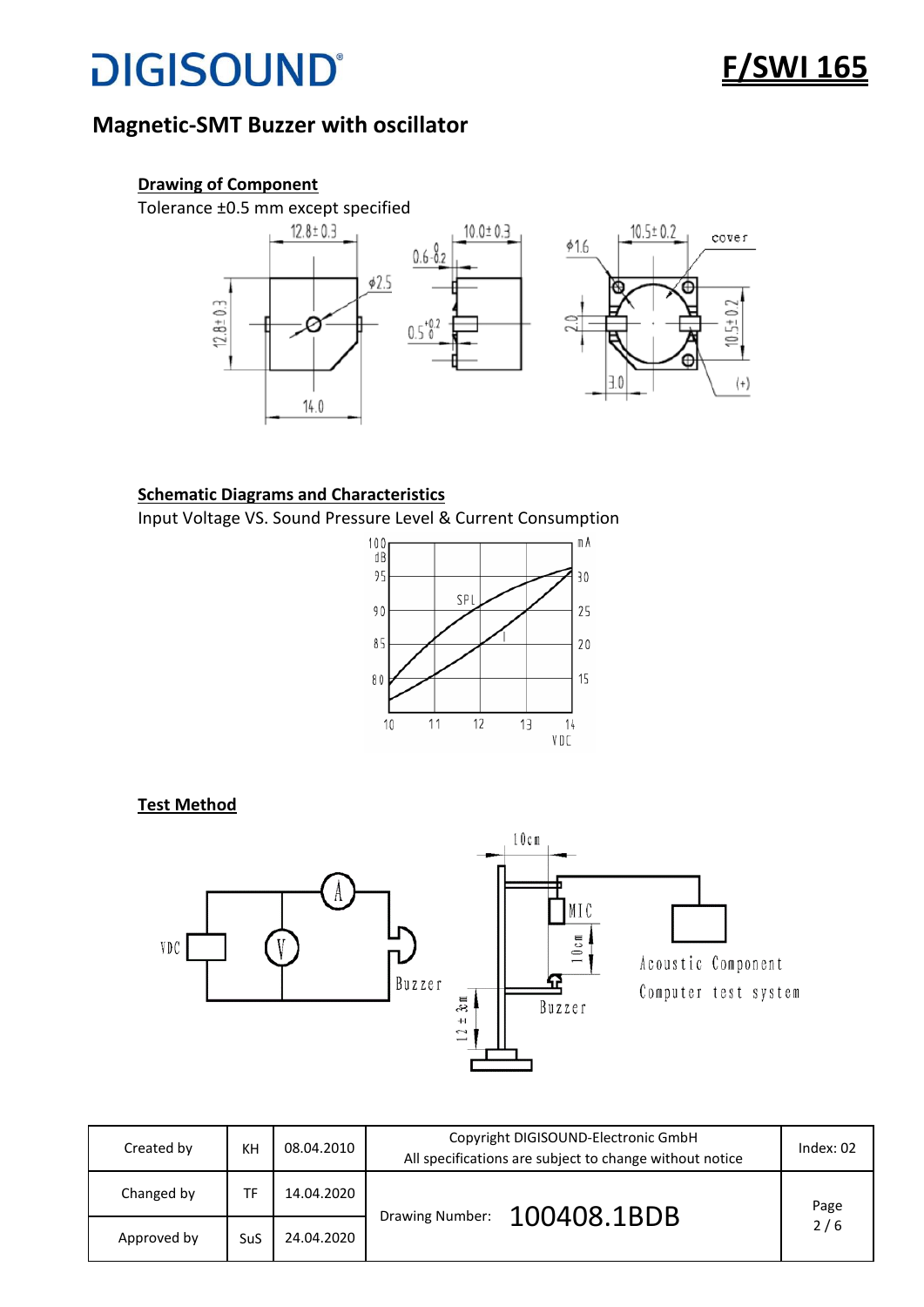# DIGISOUND

## F/SWI 165

## Magnetic-SMT Buzzer with oscillator

**Drawing of Component**

Tolerance ±0.5 mm except specified

**Schematic Diagrams and Characteristics**

Input Voltage VS. Sound Pressure Level & Current Consumption

**Test Method**

| Created by | KH | 08.04.2010 | Copyright DIGISOUND-Electronic GmbH<br>All specifications are subject to change without notice | Index: 02 |
|---|---|---|---|---|
| Changed by | TF | 14.04.2020 | Drawing Number: 100408.1BDB | Page 2 / 6 |
| Approved by | SuS | 24.04.2020 | | |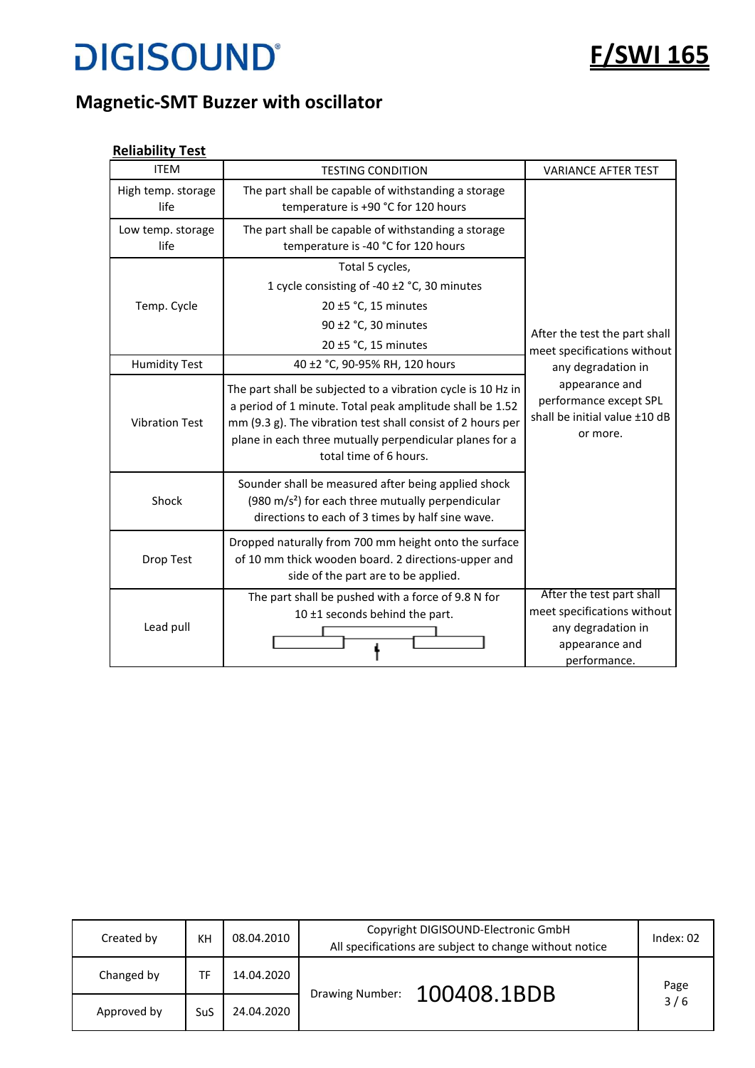# DIGISOUND

**F/SWI 165**

## Magnetic-SMT Buzzer with oscillator

**Reliability Test**

| ITEM | TESTING CONDITION | VARIANCE AFTER TEST |
|---|---|---|
| High temp. storage life | The part shall be capable of withstanding a storage temperature is +90 °C for 120 hours | After the test the part shall meet specifications without any degradation in appearance and performance except SPL shall be initial value ±10 dB or more. |
| Low temp. storage life | The part shall be capable of withstanding a storage temperature is -40 °C for 120 hours | |
| Temp. Cycle | Total 5 cycles,<br>1 cycle consisting of -40 ±2 °C, 30 minutes<br>20 ±5 °C, 15 minutes<br>90 ±2 °C, 30 minutes<br>20 ±5 °C, 15 minutes | |
| Humidity Test | 40 ±2 °C, 90-95% RH, 120 hours | |
| Vibration Test | The part shall be subjected to a vibration cycle is 10 Hz in a period of 1 minute. Total peak amplitude shall be 1.52 mm (9.3 g). The vibration test shall consist of 2 hours per plane in each three mutually perpendicular planes for a total time of 6 hours. | |
| Shock | Sounder shall be measured after being applied shock (980 $m/s^2$) for each three mutually perpendicular directions to each of 3 times by half sine wave. | |
| Drop Test | Dropped naturally from 700 mm height onto the surface of 10 mm thick wooden board. 2 directions-upper and side of the part are to be applied. | |
| Lead pull | The part shall be pushed with a force of 9.8 N for 10 ±1 seconds behind the part. | After the test part shall meet specifications without any degradation in appearance and performance. |

| Created by | KH | 08.04.2010 | Copyright DIGISOUND-Electronic GmbH<br>All specifications are subject to change without notice | Index: 02 |
|---|---|---|---|---|
| Changed by | TF | 14.04.2020 | Drawing Number: 100408.1BDB | |
| Approved by | SuS | 24.04.2020 | | |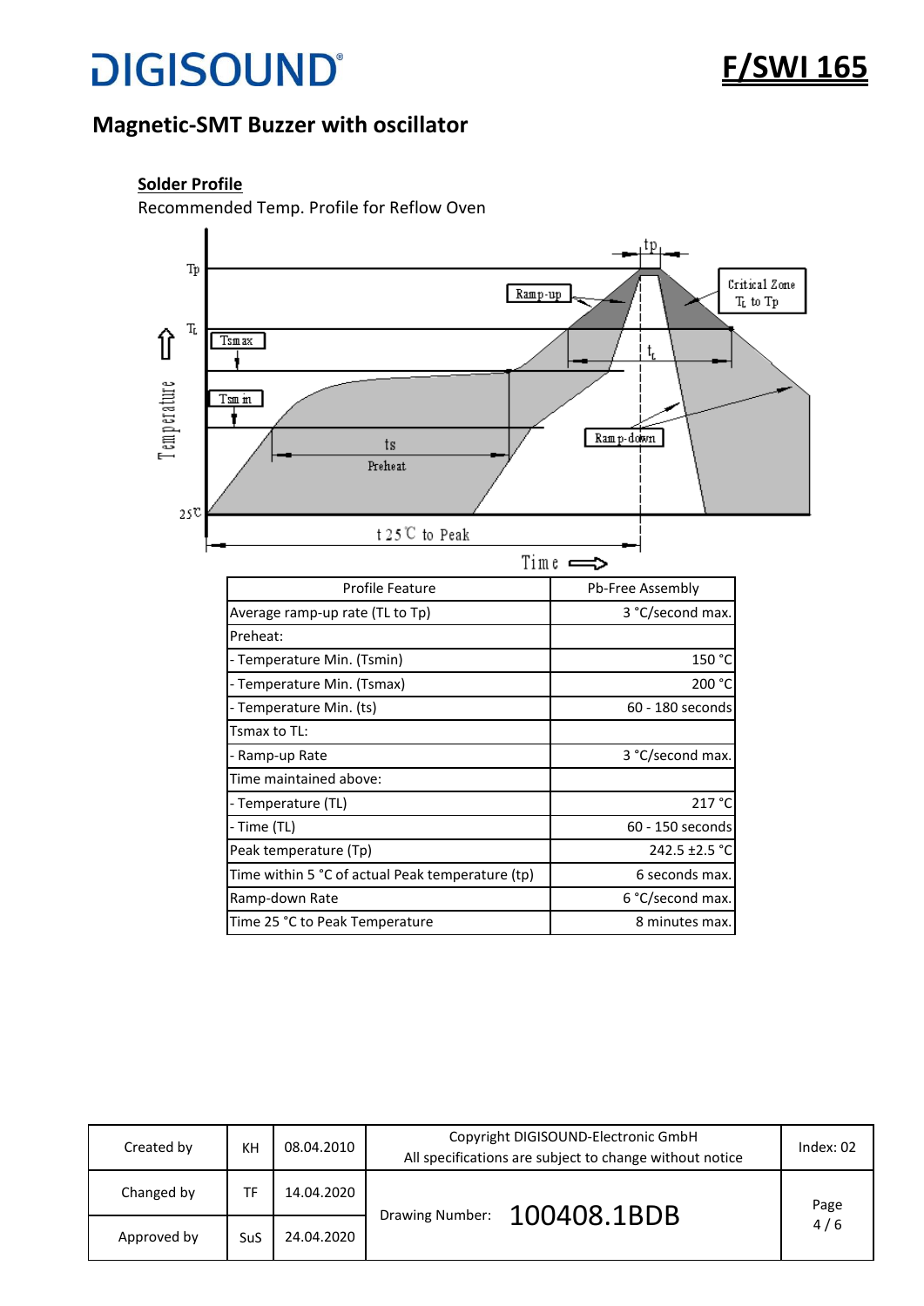# Magnetic-SMT Buzzer with oscillator

**Solder Profile**

Recommended Temp. Profile for Reflow Oven

| Profile Feature | Pb-Free Assembly |
|---|---|
| Average ramp-up rate (TL to Tp) | 3 °C/second max. |
| Preheat: | |
| - Temperature Min. (Tsmin) | 150 °C |
| - Temperature Min. (Tsmax) | 200 °C |
| - Temperature Min. (ts) | 60 - 180 seconds |
| Tsmax to TL: | |
| - Ramp-up Rate | 3 °C/second max. |
| Time maintained above: | |
| - Temperature (TL) | 217 °C |
| - Time (TL) | 60 - 150 seconds |
| Peak temperature (Tp) | 242.5 ±2.5 °C |
| Time within 5 °C of actual Peak temperature (tp) | 6 seconds max. |
| Ramp-down Rate | 6 °C/second max. |
| Time 25 °C to Peak Temperature | 8 minutes max. |

| Created by | KH | 08.04.2010 | Copyright DIGISOUND-Electronic GmbH<br>All specifications are subject to change without notice | Index: 02 |
|---|---|---|---|---|
| Changed by | TF | 14.04.2020 | Drawing Number: 100408.1BDB | Page 4 / 6 |
| Approved by | SuS | 24.04.2020 | | |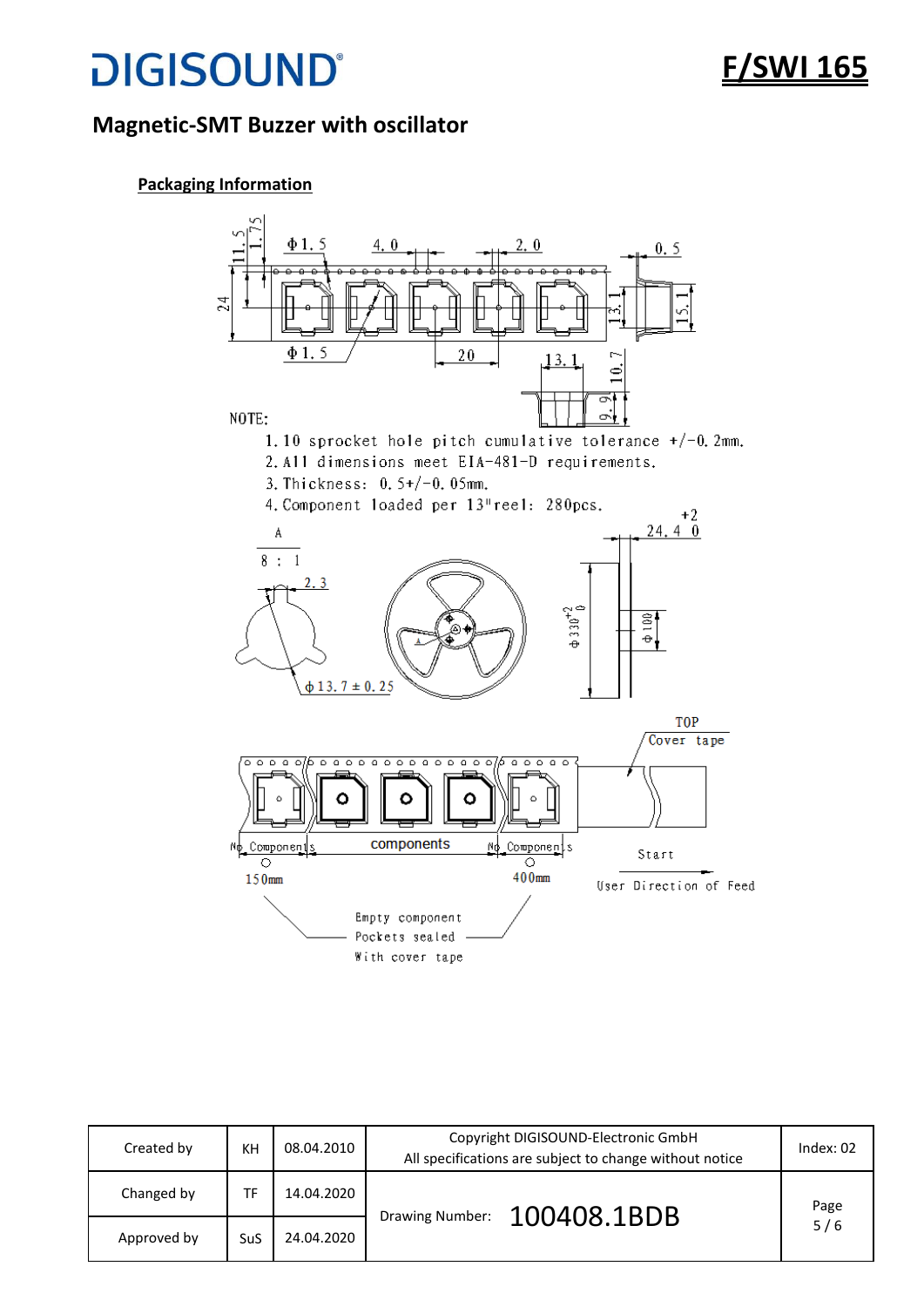# DIGISOUND®

## Magnetic-SMT Buzzer with oscillator

**Packaging Information**

NOTE:

1. 10 sprocket hole pitch cumulative tolerance +/-0.2mm.
2. All dimensions meet EIA-481-D requirements.
3. Thickness: 0.5+/-0.05mm.
4. Component loaded per 13"reel: 280pcs.

| Created by | KH | 08.04.2010 | Copyright DIGISOUND-Electronic GmbH All specifications are subject to change without notice | Index: 02 |
|---|---|---|---|---|
| Changed by | TF | 14.04.2020 | Drawing Number: 100408.1BDB | |
| Approved by | SuS | 24.04.2020 | | |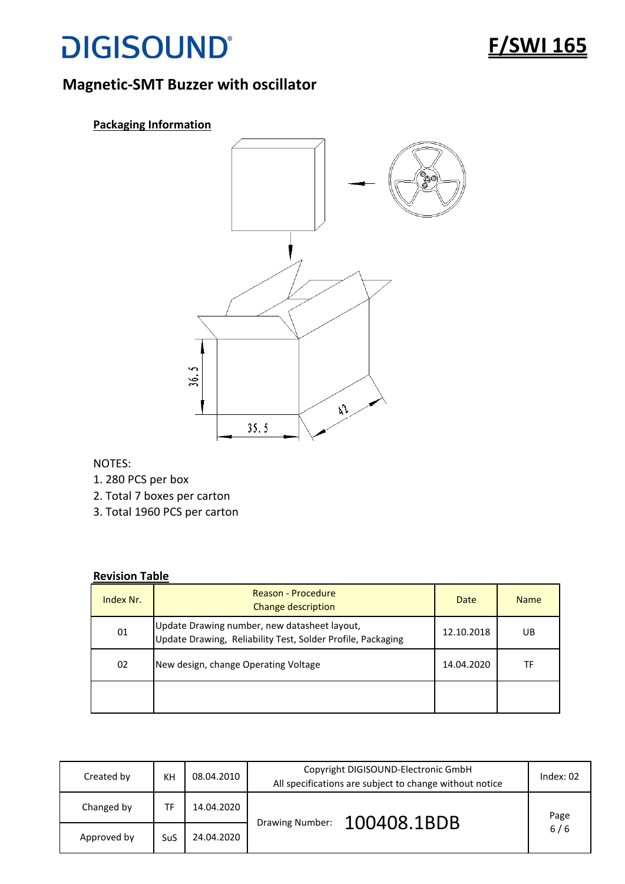# DIGISOUND

**F/SWI 165**

## Magnetic-SMT Buzzer with oscillator

### Packaging Information

36.5

35.5

42

NOTES:
1. 280 PCS per box
2. Total 7 boxes per carton
3. Total 1960 PCS per carton

### Revision Table

| Index Nr. | Reason - Procedure<br>Change description | Date | Name |
|---|---|---|---|
| 01 | Update Drawing number, new datasheet layout,<br>Update Drawing, Reliability Test, Solder Profile, Packaging | 12.10.2018 | UB |
| 02 | New design, change Operating Voltage | 14.04.2020 | TF |
| | | | |

| | | | | |
|---|---|---|---|---|
| Created by | KH | 08.04.2010 | Copyright DIGISOUND-Electronic GmbH<br>All specifications are subject to change without notice | Index: 02 |
| Changed by | TF | 14.04.2020 | Drawing Number: 100408.1BDB | Page 6 / 6 |
| Approved by | SuS | 24.04.2020 | | |